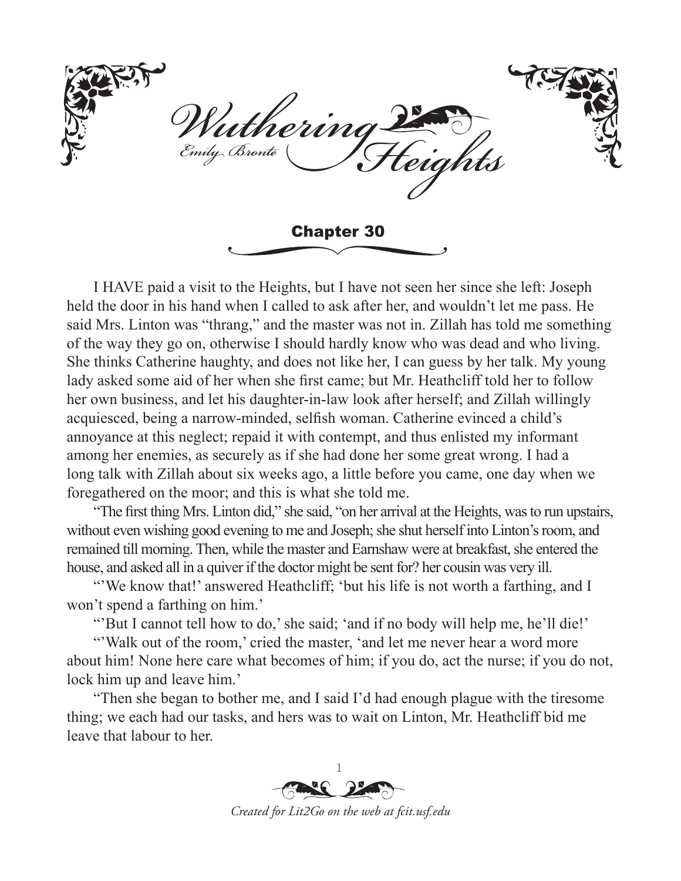# Wuthering Heights

Emily Brontë

## Chapter 30

I HAVE paid a visit to the Heights, but I have not seen her since she left: Joseph held the door in his hand when I called to ask after her, and wouldn't let me pass. He said Mrs. Linton was "thrang," and the master was not in. Zillah has told me something of the way they go on, otherwise I should hardly know who was dead and who living. She thinks Catherine haughty, and does not like her, I can guess by her talk. My young lady asked some aid of her when she first came; but Mr. Heathcliff told her to follow her own business, and let his daughter-in-law look after herself; and Zillah willingly acquiesced, being a narrow-minded, selfish woman. Catherine evinced a child's annoyance at this neglect; repaid it with contempt, and thus enlisted my informant among her enemies, as securely as if she had done her some great wrong. I had a long talk with Zillah about six weeks ago, a little before you came, one day when we foregathered on the moor; and this is what she told me.

"The first thing Mrs. Linton did," she said, "on her arrival at the Heights, was to run upstairs, without even wishing good evening to me and Joseph; she shut herself into Linton's room, and remained till morning. Then, while the master and Earnshaw were at breakfast, she entered the house, and asked all in a quiver if the doctor might be sent for? her cousin was very ill.

"'We know that!' answered Heathcliff; 'but his life is not worth a farthing, and I won't spend a farthing on him.'

"'But I cannot tell how to do,' she said; 'and if no body will help me, he'll die!'

"'Walk out of the room,' cried the master, 'and let me never hear a word more about him! None here care what becomes of him; if you do, act the nurse; if you do not, lock him up and leave him.'

"Then she began to bother me, and I said I'd had enough plague with the tiresome thing; we each had our tasks, and hers was to wait on Linton, Mr. Heathcliff bid me leave that labour to her.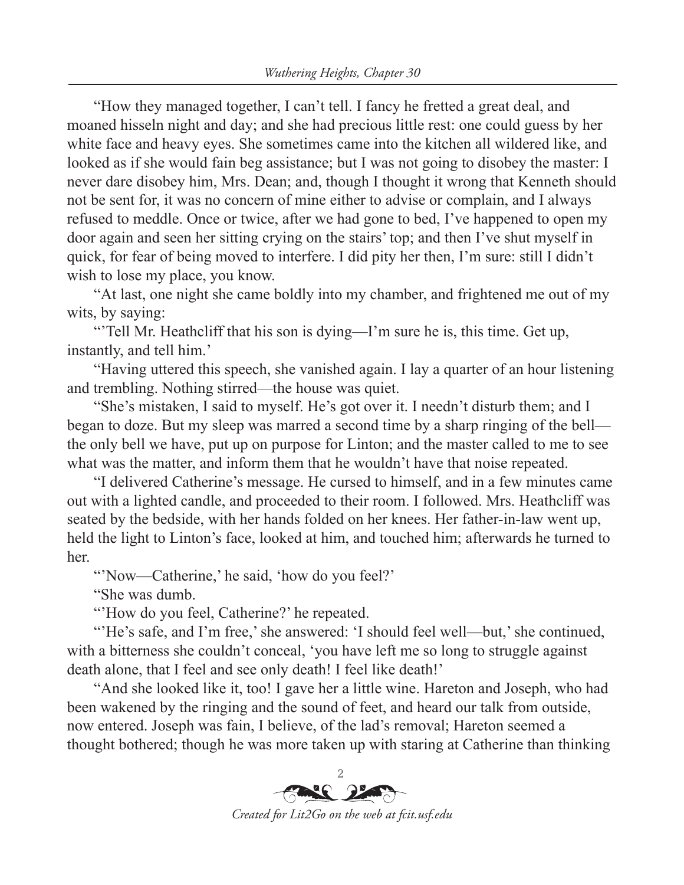"How they managed together, I can't tell. I fancy he fretted a great deal, and moaned hisseln night and day; and she had precious little rest: one could guess by her white face and heavy eyes. She sometimes came into the kitchen all wildered like, and looked as if she would fain beg assistance; but I was not going to disobey the master: I never dare disobey him, Mrs. Dean; and, though I thought it wrong that Kenneth should not be sent for, it was no concern of mine either to advise or complain, and I always refused to meddle. Once or twice, after we had gone to bed, I've happened to open my door again and seen her sitting crying on the stairs' top; and then I've shut myself in quick, for fear of being moved to interfere. I did pity her then, I'm sure: still I didn't wish to lose my place, you know.

"At last, one night she came boldly into my chamber, and frightened me out of my wits, by saying:

"'Tell Mr. Heathcliff that his son is dying—I'm sure he is, this time. Get up, instantly, and tell him.'

"Having uttered this speech, she vanished again. I lay a quarter of an hour listening and trembling. Nothing stirred—the house was quiet.

"She's mistaken, I said to myself. He's got over it. I needn't disturb them; and I began to doze. But my sleep was marred a second time by a sharp ringing of the bell—the only bell we have, put up on purpose for Linton; and the master called to me to see what was the matter, and inform them that he wouldn't have that noise repeated.

"I delivered Catherine's message. He cursed to himself, and in a few minutes came out with a lighted candle, and proceeded to their room. I followed. Mrs. Heathcliff was seated by the bedside, with her hands folded on her knees. Her father-in-law went up, held the light to Linton's face, looked at him, and touched him; afterwards he turned to her.

"'Now—Catherine,' he said, 'how do you feel?'

"She was dumb.

"'How do you feel, Catherine?' he repeated.

"'He's safe, and I'm free,' she answered: 'I should feel well—but,' she continued, with a bitterness she couldn't conceal, 'you have left me so long to struggle against death alone, that I feel and see only death! I feel like death!'

"And she looked like it, too! I gave her a little wine. Hareton and Joseph, who had been wakened by the ringing and the sound of feet, and heard our talk from outside, now entered. Joseph was fain, I believe, of the lad's removal; Hareton seemed a thought bothered; though he was more taken up with staring at Catherine than thinking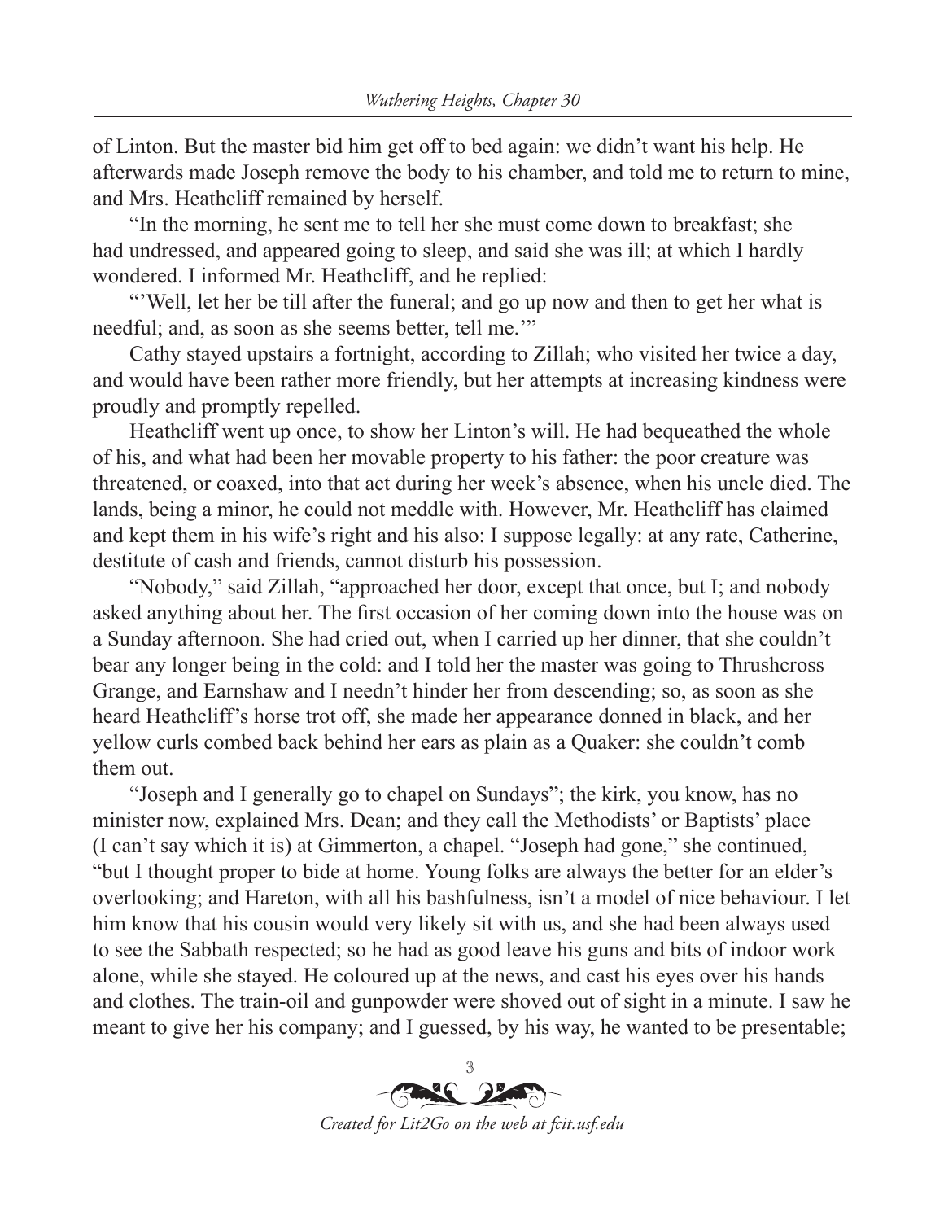of Linton. But the master bid him get off to bed again: we didn't want his help. He afterwards made Joseph remove the body to his chamber, and told me to return to mine, and Mrs. Heathcliff remained by herself.

"In the morning, he sent me to tell her she must come down to breakfast; she had undressed, and appeared going to sleep, and said she was ill; at which I hardly wondered. I informed Mr. Heathcliff, and he replied:

"'Well, let her be till after the funeral; and go up now and then to get her what is needful; and, as soon as she seems better, tell me.'"

Cathy stayed upstairs a fortnight, according to Zillah; who visited her twice a day, and would have been rather more friendly, but her attempts at increasing kindness were proudly and promptly repelled.

Heathcliff went up once, to show her Linton's will. He had bequeathed the whole of his, and what had been her movable property to his father: the poor creature was threatened, or coaxed, into that act during her week's absence, when his uncle died. The lands, being a minor, he could not meddle with. However, Mr. Heathcliff has claimed and kept them in his wife's right and his also: I suppose legally: at any rate, Catherine, destitute of cash and friends, cannot disturb his possession.

"Nobody," said Zillah, "approached her door, except that once, but I; and nobody asked anything about her. The first occasion of her coming down into the house was on a Sunday afternoon. She had cried out, when I carried up her dinner, that she couldn't bear any longer being in the cold: and I told her the master was going to Thrushcross Grange, and Earnshaw and I needn't hinder her from descending; so, as soon as she heard Heathcliff's horse trot off, she made her appearance donned in black, and her yellow curls combed back behind her ears as plain as a Quaker: she couldn't comb them out.

"Joseph and I generally go to chapel on Sundays"; the kirk, you know, has no minister now, explained Mrs. Dean; and they call the Methodists' or Baptists' place (I can't say which it is) at Gimmerton, a chapel. "Joseph had gone," she continued, "but I thought proper to bide at home. Young folks are always the better for an elder's overlooking; and Hareton, with all his bashfulness, isn't a model of nice behaviour. I let him know that his cousin would very likely sit with us, and she had been always used to see the Sabbath respected; so he had as good leave his guns and bits of indoor work alone, while she stayed. He coloured up at the news, and cast his eyes over his hands and clothes. The train-oil and gunpowder were shoved out of sight in a minute. I saw he meant to give her his company; and I guessed, by his way, he wanted to be presentable;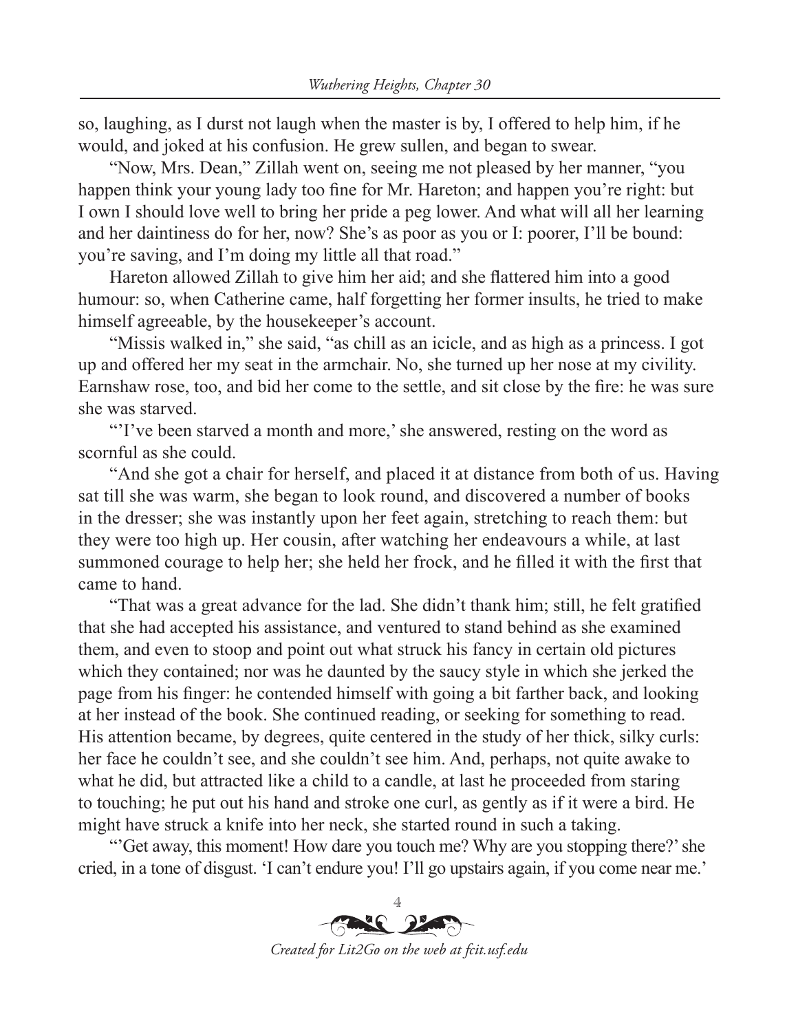so, laughing, as I durst not laugh when the master is by, I offered to help him, if he would, and joked at his confusion. He grew sullen, and began to swear.

"Now, Mrs. Dean," Zillah went on, seeing me not pleased by her manner, "you happen think your young lady too fine for Mr. Hareton; and happen you're right: but I own I should love well to bring her pride a peg lower. And what will all her learning and her daintiness do for her, now? She's as poor as you or I: poorer, I'll be bound: you're saving, and I'm doing my little all that road."

Hareton allowed Zillah to give him her aid; and she flattered him into a good humour: so, when Catherine came, half forgetting her former insults, he tried to make himself agreeable, by the housekeeper's account.

"Missis walked in," she said, "as chill as an icicle, and as high as a princess. I got up and offered her my seat in the armchair. No, she turned up her nose at my civility. Earnshaw rose, too, and bid her come to the settle, and sit close by the fire: he was sure she was starved.

"'I've been starved a month and more,' she answered, resting on the word as scornful as she could.

"And she got a chair for herself, and placed it at distance from both of us. Having sat till she was warm, she began to look round, and discovered a number of books in the dresser; she was instantly upon her feet again, stretching to reach them: but they were too high up. Her cousin, after watching her endeavours a while, at last summoned courage to help her; she held her frock, and he filled it with the first that came to hand.

"That was a great advance for the lad. She didn't thank him; still, he felt gratified that she had accepted his assistance, and ventured to stand behind as she examined them, and even to stoop and point out what struck his fancy in certain old pictures which they contained; nor was he daunted by the saucy style in which she jerked the page from his finger: he contended himself with going a bit farther back, and looking at her instead of the book. She continued reading, or seeking for something to read. His attention became, by degrees, quite centered in the study of her thick, silky curls: her face he couldn't see, and she couldn't see him. And, perhaps, not quite awake to what he did, but attracted like a child to a candle, at last he proceeded from staring to touching; he put out his hand and stroke one curl, as gently as if it were a bird. He might have struck a knife into her neck, she started round in such a taking.

"'Get away, this moment! How dare you touch me? Why are you stopping there?' she cried, in a tone of disgust. 'I can't endure you! I'll go upstairs again, if you come near me.'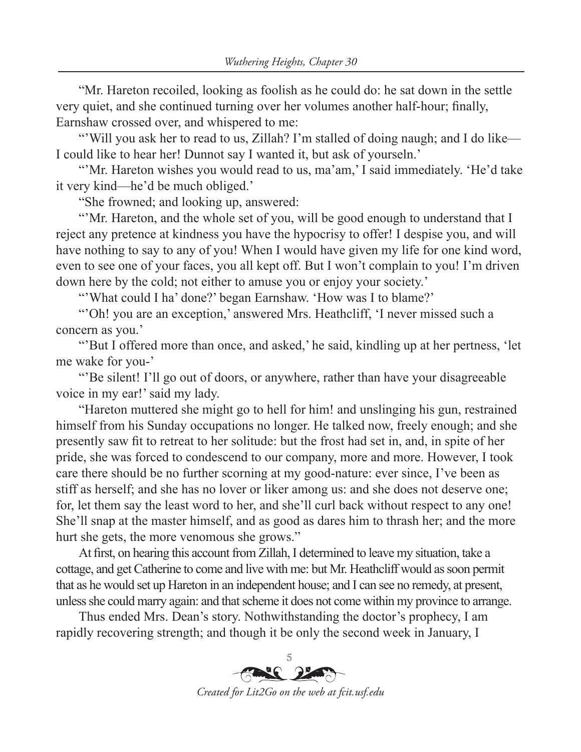"Mr. Hareton recoiled, looking as foolish as he could do: he sat down in the settle very quiet, and she continued turning over her volumes another half-hour; finally, Earnshaw crossed over, and whispered to me:

"'Will you ask her to read to us, Zillah? I'm stalled of doing naugh; and I do like—I could like to hear her! Dunnot say I wanted it, but ask of yourseln.'

"'Mr. Hareton wishes you would read to us, ma'am,' I said immediately. 'He'd take it very kind—he'd be much obliged.'

"She frowned; and looking up, answered:

"'Mr. Hareton, and the whole set of you, will be good enough to understand that I reject any pretence at kindness you have the hypocrisy to offer! I despise you, and will have nothing to say to any of you! When I would have given my life for one kind word, even to see one of your faces, you all kept off. But I won't complain to you! I'm driven down here by the cold; not either to amuse you or enjoy your society.'

"'What could I ha' done?' began Earnshaw. 'How was I to blame?'

"'Oh! you are an exception,' answered Mrs. Heathcliff, 'I never missed such a concern as you.'

"'But I offered more than once, and asked,' he said, kindling up at her pertness, 'let me wake for you-'

"'Be silent! I'll go out of doors, or anywhere, rather than have your disagreeable voice in my ear!' said my lady.

"Hareton muttered she might go to hell for him! and unslinging his gun, restrained himself from his Sunday occupations no longer. He talked now, freely enough; and she presently saw fit to retreat to her solitude: but the frost had set in, and, in spite of her pride, she was forced to condescend to our company, more and more. However, I took care there should be no further scorning at my good-nature: ever since, I've been as stiff as herself; and she has no lover or liker among us: and she does not deserve one; for, let them say the least word to her, and she'll curl back without respect to any one! She'll snap at the master himself, and as good as dares him to thrash her; and the more hurt she gets, the more venomous she grows."

At first, on hearing this account from Zillah, I determined to leave my situation, take a cottage, and get Catherine to come and live with me: but Mr. Heathcliff would as soon permit that as he would set up Hareton in an independent house; and I can see no remedy, at present, unless she could marry again: and that scheme it does not come within my province to arrange.

Thus ended Mrs. Dean's story. Nothwithstanding the doctor's prophecy, I am rapidly recovering strength; and though it be only the second week in January, I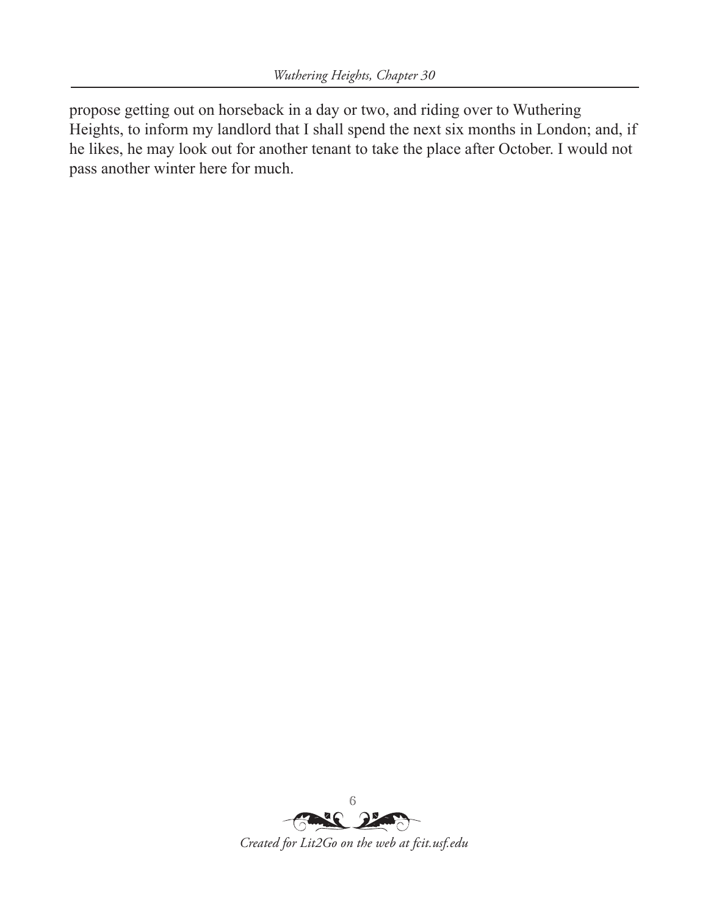propose getting out on horseback in a day or two, and riding over to Wuthering Heights, to inform my landlord that I shall spend the next six months in London; and, if he likes, he may look out for another tenant to take the place after October. I would not pass another winter here for much.